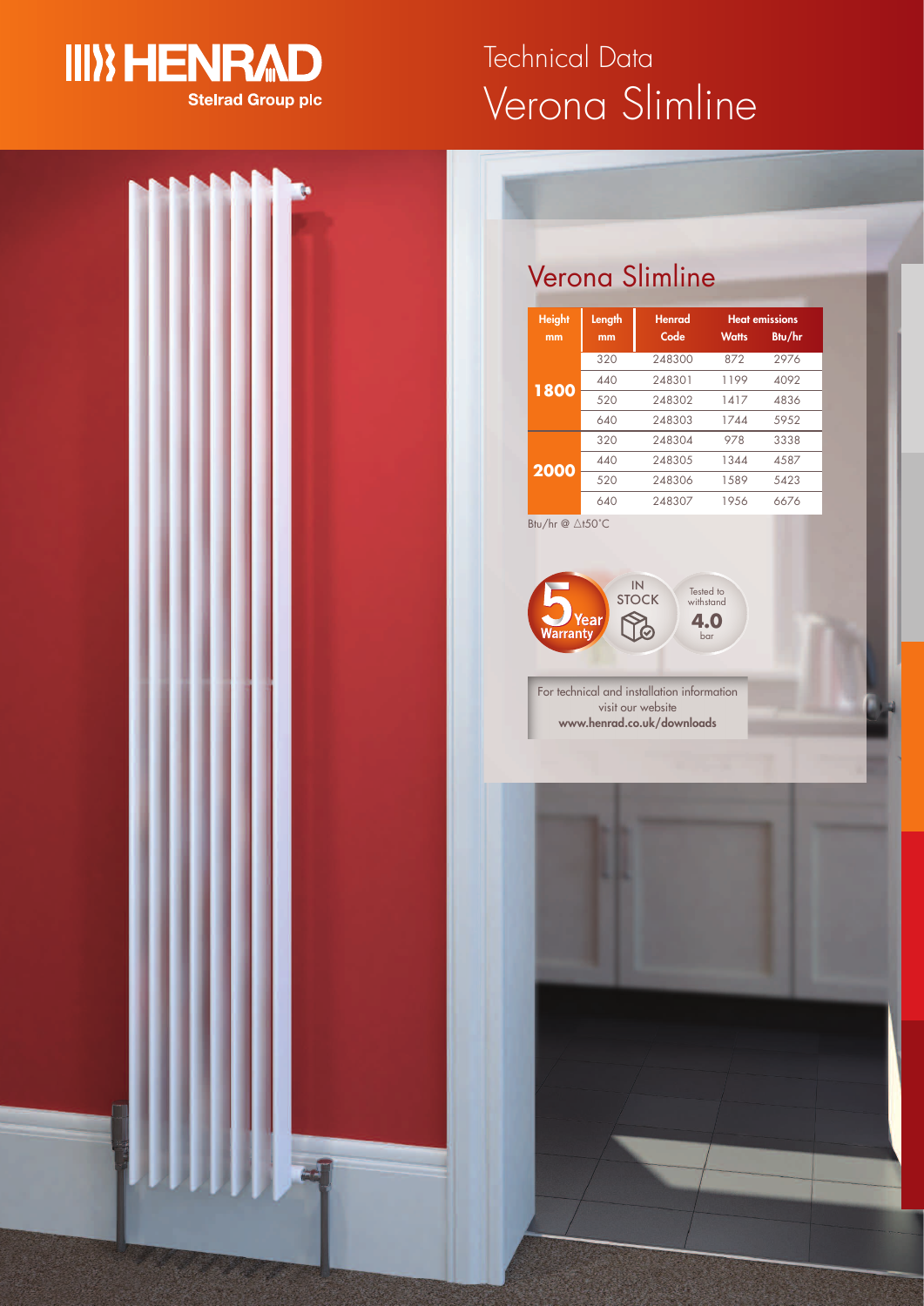HENRAD
Stelrad Group plc

# Technical Data Verona Slimline

## Verona Slimline

| Height mm | Length mm | Henrad Code | Heat emissions Watts | Heat emissions Btu/hr |
|---|---|---|---|---|
| 1800 | 320 | 248300 | 872 | 2976 |
| | 440 | 248301 | 1199 | 4092 |
| | 520 | 248302 | 1417 | 4836 |
| | 640 | 248303 | 1744 | 5952 |
| 2000 | 320 | 248304 | 978 | 3338 |
| | 440 | 248305 | 1344 | 4587 |
| | 520 | 248306 | 1589 | 5423 |
| | 640 | 248307 | 1956 | 6676 |

Btu/hr @ $\Delta t50°C$

5 Year Warranty

IN STOCK

Tested to withstand 4.0 bar

For technical and installation information visit our website
**www.henrad.co.uk/downloads**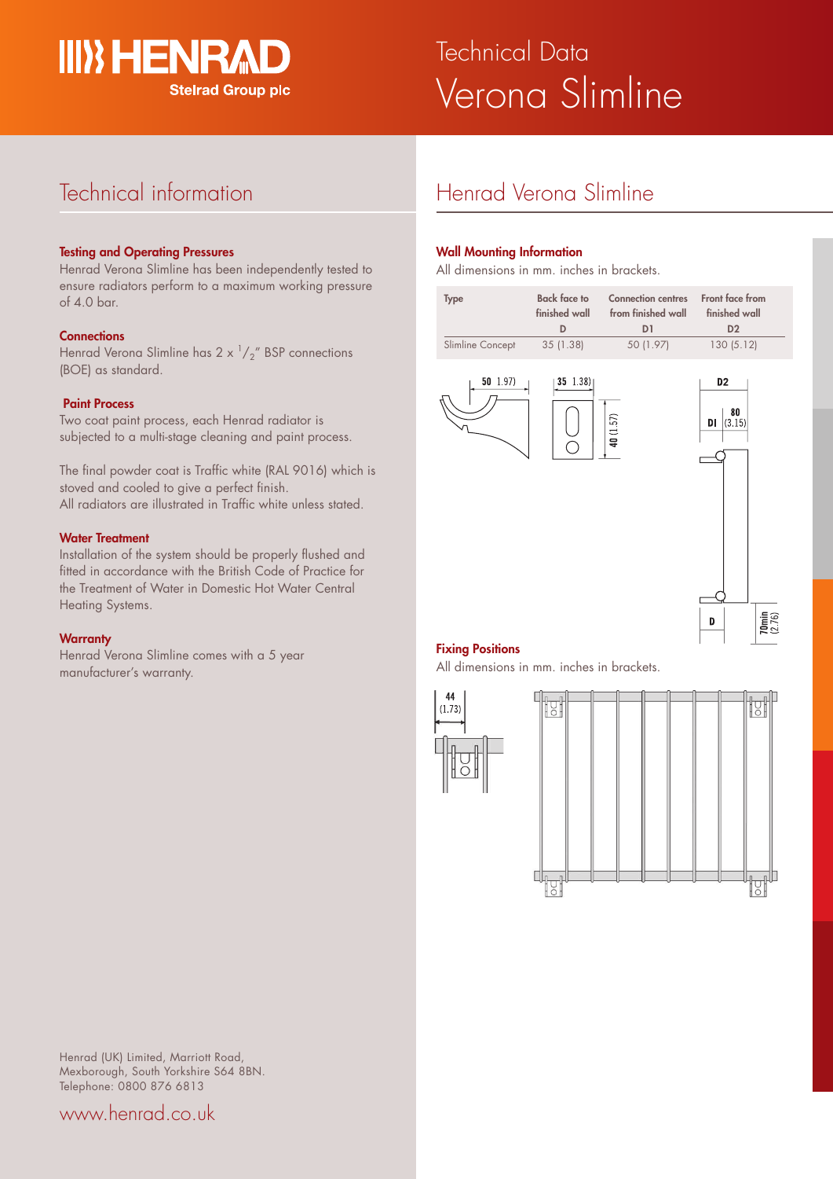# Technical Data
# Verona Slimline

## Technical information

**Testing and Operating Pressures**
Henrad Verona Slimline has been independently tested to ensure radiators perform to a maximum working pressure of 4.0 bar.

**Connections**
Henrad Verona Slimline has 2 x $^{1}/_{2}$" BSP connections (BOE) as standard.

**Paint Process**
Two coat paint process, each Henrad radiator is subjected to a multi-stage cleaning and paint process.

The final powder coat is Traffic white (RAL 9016) which is stoved and cooled to give a perfect finish.
All radiators are illustrated in Traffic white unless stated.

**Water Treatment**
Installation of the system should be properly flushed and fitted in accordance with the British Code of Practice for the Treatment of Water in Domestic Hot Water Central Heating Systems.

**Warranty**
Henrad Verona Slimline comes with a 5 year manufacturer's warranty.

Henrad (UK) Limited, Marriott Road,
Mexborough, South Yorkshire S64 8BN.
Telephone: 0800 876 6813

www.henrad.co.uk

## Henrad Verona Slimline

**Wall Mounting Information**
All dimensions in mm. inches in brackets.

| Type | Back face to finished wall D | Connection centres from finished wall D1 | Front face from finished wall D2 |
|---|---|---|---|
| Slimline Concept | 35 (1.38) | 50 (1.97) | 130 (5.12) |

50 1.97)
35 1.38)
40 (1.57)
D2
80 (3.15)
D1
D
70min (2.76)

**Fixing Positions**
All dimensions in mm. inches in brackets.

44 (1.73)